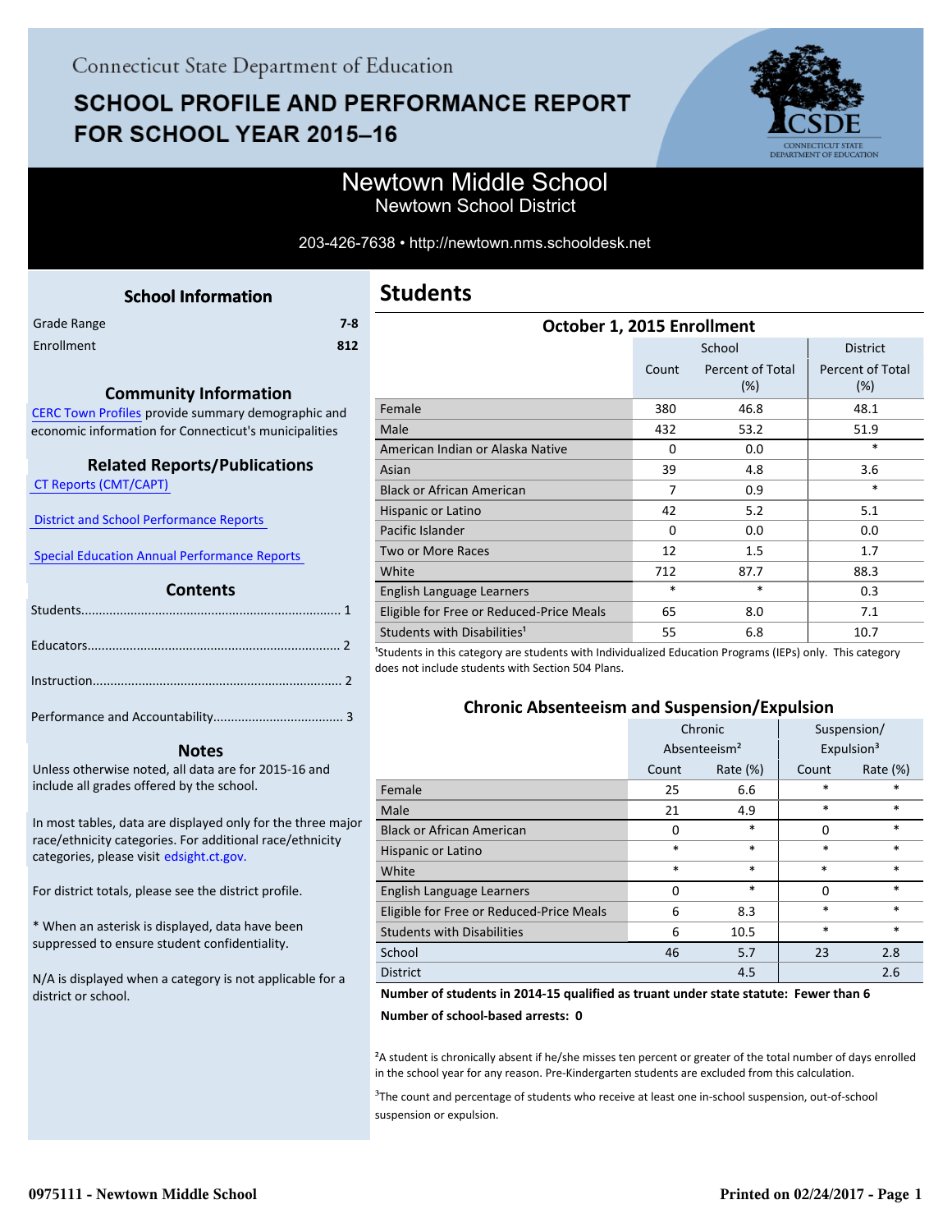Connecticut State Department of Education

# SCHOOL PROFILE AND PERFORMANCE REPORT FOR SCHOOL YEAR 2015–16

## Newtown Middle School
Newtown School District

203-426-7638 • http://newtown.nms.schooldesk.net

### School Information

| | |
|---|---|
| Grade Range | 7-8 |
| Enrollment | 812 |

### Community Information

CERC Town Profiles provide summary demographic and economic information for Connecticut's municipalities

### Related Reports/Publications

CT Reports (CMT/CAPT)

District and School Performance Reports

Special Education Annual Performance Reports

### Contents

Students........................................................................ 1

Educators...................................................................... 2

Instruction..................................................................... 2

Performance and Accountability.................................... 3

### Notes

Unless otherwise noted, all data are for 2015-16 and include all grades offered by the school.

In most tables, data are displayed only for the three major race/ethnicity categories. For additional race/ethnicity categories, please visit edsight.ct.gov.

For district totals, please see the district profile.

* When an asterisk is displayed, data have been suppressed to ensure student confidentiality.

N/A is displayed when a category is not applicable for a district or school.

## Students

### October 1, 2015 Enrollment

| | School | | District |
|---|---|---|---|
| | Count | Percent of Total (%) | Percent of Total (%) |
| Female | 380 | 46.8 | 48.1 |
| Male | 432 | 53.2 | 51.9 |
| American Indian or Alaska Native | 0 | 0.0 | * |
| Asian | 39 | 4.8 | 3.6 |
| Black or African American | 7 | 0.9 | * |
| Hispanic or Latino | 42 | 5.2 | 5.1 |
| Pacific Islander | 0 | 0.0 | 0.0 |
| Two or More Races | 12 | 1.5 | 1.7 |
| White | 712 | 87.7 | 88.3 |
| English Language Learners | * | * | 0.3 |
| Eligible for Free or Reduced-Price Meals | 65 | 8.0 | 7.1 |
| Students with Disabilities[1] | 55 | 6.8 | 10.7 |

[1]Students in this category are students with Individualized Education Programs (IEPs) only. This category does not include students with Section 504 Plans.

### Chronic Absenteeism and Suspension/Expulsion

| | Chronic Absenteeism[2] | | Suspension/ Expulsion[3] | |
|---|---|---|---|---|
| | Count | Rate (%) | Count | Rate (%) |
| Female | 25 | 6.6 | * | * |
| Male | 21 | 4.9 | * | * |
| Black or African American | 0 | * | 0 | * |
| Hispanic or Latino | * | * | * | * |
| White | * | * | * | * |
| English Language Learners | 0 | * | 0 | * |
| Eligible for Free or Reduced-Price Meals | 6 | 8.3 | * | * |
| Students with Disabilities | 6 | 10.5 | * | * |
| School | 46 | 5.7 | 23 | 2.8 |
| District | | 4.5 | | 2.6 |

**Number of students in 2014-15 qualified as truant under state statute: Fewer than 6**

**Number of school-based arrests: 0**

[2]A student is chronically absent if he/she misses ten percent or greater of the total number of days enrolled in the school year for any reason. Pre-Kindergarten students are excluded from this calculation.

[3]The count and percentage of students who receive at least one in-school suspension, out-of-school suspension or expulsion.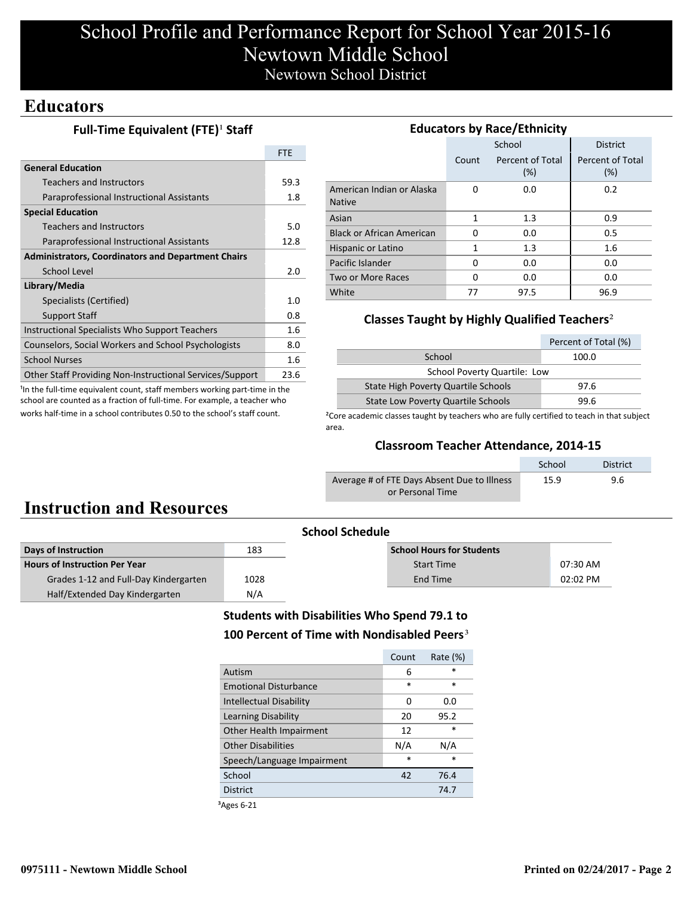# School Profile and Performance Report for School Year 2015-16
# Newtown Middle School
## Newtown School District

## Educators

### Full-Time Equivalent (FTE)[1] Staff

| | FTE |
|---|---|
| **General Education** | |
| Teachers and Instructors | 59.3 |
| Paraprofessional Instructional Assistants | 1.8 |
| **Special Education** | |
| Teachers and Instructors | 5.0 |
| Paraprofessional Instructional Assistants | 12.8 |
| **Administrators, Coordinators and Department Chairs** | |
| School Level | 2.0 |
| **Library/Media** | |
| Specialists (Certified) | 1.0 |
| Support Staff | 0.8 |
| Instructional Specialists Who Support Teachers | 1.6 |
| Counselors, Social Workers and School Psychologists | 8.0 |
| School Nurses | 1.6 |
| Other Staff Providing Non-Instructional Services/Support | 23.6 |

[1]In the full-time equivalent count, staff members working part-time in the school are counted as a fraction of full-time. For example, a teacher who works half-time in a school contributes 0.50 to the school's staff count.

### Educators by Race/Ethnicity

| | School | | District |
|---|---|---|---|
| | Count | Percent of Total (%) | Percent of Total (%) |
| American Indian or Alaska Native | 0 | 0.0 | 0.2 |
| Asian | 1 | 1.3 | 0.9 |
| Black or African American | 0 | 0.0 | 0.5 |
| Hispanic or Latino | 1 | 1.3 | 1.6 |
| Pacific Islander | 0 | 0.0 | 0.0 |
| Two or More Races | 0 | 0.0 | 0.0 |
| White | 77 | 97.5 | 96.9 |

### Classes Taught by Highly Qualified Teachers[2]

| | Percent of Total (%) |
|---|---|
| School | 100.0 |
| School Poverty Quartile: Low | |
| State High Poverty Quartile Schools | 97.6 |
| State Low Poverty Quartile Schools | 99.6 |

[2]Core academic classes taught by teachers who are fully certified to teach in that subject area.

### Classroom Teacher Attendance, 2014-15

| | School | District |
|---|---|---|
| Average # of FTE Days Absent Due to Illness or Personal Time | 15.9 | 9.6 |

## Instruction and Resources

### School Schedule

| | |
|---|---|
| **Days of Instruction** | 183 |
| **Hours of Instruction Per Year** | |
| Grades 1-12 and Full-Day Kindergarten | 1028 |
| Half/Extended Day Kindergarten | N/A |

| **School Hours for Students** | |
|---|---|
| Start Time | 07:30 AM |
| End Time | 02:02 PM |

### Students with Disabilities Who Spend 79.1 to 100 Percent of Time with Nondisabled Peers[3]

| | Count | Rate (%) |
|---|---|---|
| Autism | 6 | * |
| Emotional Disturbance | * | * |
| Intellectual Disability | 0 | 0.0 |
| Learning Disability | 20 | 95.2 |
| Other Health Impairment | 12 | * |
| Other Disabilities | N/A | N/A |
| Speech/Language Impairment | * | * |
| School | 42 | 76.4 |
| District | | 74.7 |

[3]Ages 6-21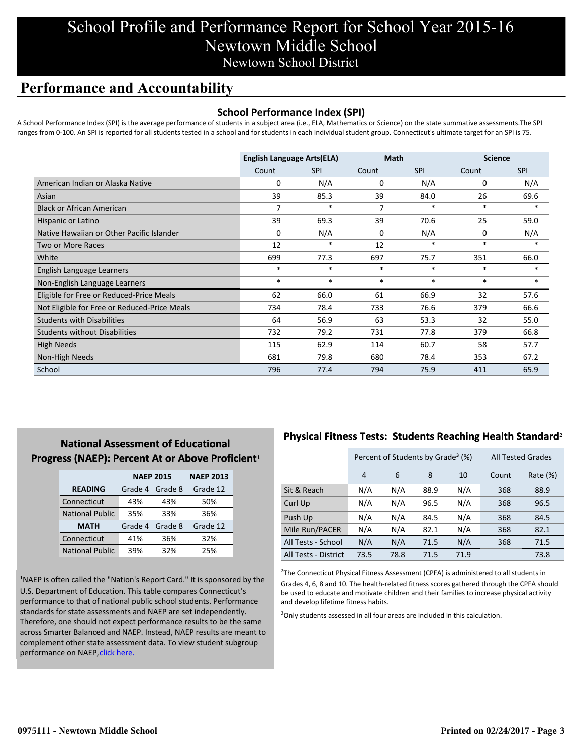# School Profile and Performance Report for School Year 2015-16
## Newtown Middle School
### Newtown School District

## Performance and Accountability

### School Performance Index (SPI)

A School Performance Index (SPI) is the average performance of students in a subject area (i.e., ELA, Mathematics or Science) on the state summative assessments.The SPI ranges from 0-100. An SPI is reported for all students tested in a school and for students in each individual student group. Connecticut's ultimate target for an SPI is 75.

| | English Language Arts(ELA) | | Math | | Science | |
|---|---|---|---|---|---|---|
| | Count | SPI | Count | SPI | Count | SPI |
| American Indian or Alaska Native | 0 | N/A | 0 | N/A | 0 | N/A |
| Asian | 39 | 85.3 | 39 | 84.0 | 26 | 69.6 |
| Black or African American | 7 | * | 7 | * | * | * |
| Hispanic or Latino | 39 | 69.3 | 39 | 70.6 | 25 | 59.0 |
| Native Hawaiian or Other Pacific Islander | 0 | N/A | 0 | N/A | 0 | N/A |
| Two or More Races | 12 | * | 12 | * | * | * |
| White | 699 | 77.3 | 697 | 75.7 | 351 | 66.0 |
| English Language Learners | * | * | * | * | * | * |
| Non-English Language Learners | * | * | * | * | * | * |
| Eligible for Free or Reduced-Price Meals | 62 | 66.0 | 61 | 66.9 | 32 | 57.6 |
| Not Eligible for Free or Reduced-Price Meals | 734 | 78.4 | 733 | 76.6 | 379 | 66.6 |
| Students with Disabilities | 64 | 56.9 | 63 | 53.3 | 32 | 55.0 |
| Students without Disabilities | 732 | 79.2 | 731 | 77.8 | 379 | 66.8 |
| High Needs | 115 | 62.9 | 114 | 60.7 | 58 | 57.7 |
| Non-High Needs | 681 | 79.8 | 680 | 78.4 | 353 | 67.2 |
| School | 796 | 77.4 | 794 | 75.9 | 411 | 65.9 |

### National Assessment of Educational Progress (NAEP): Percent At or Above Proficient[1]

| | NAEP 2015 | | NAEP 2013 |
|---|---|---|---|
| **READING** | Grade 4 | Grade 8 | Grade 12 |
| Connecticut | 43% | 43% | 50% |
| National Public | 35% | 33% | 36% |
| **MATH** | Grade 4 | Grade 8 | Grade 12 |
| Connecticut | 41% | 36% | 32% |
| National Public | 39% | 32% | 25% |

[1]NAEP is often called the "Nation's Report Card." It is sponsored by the U.S. Department of Education. This table compares Connecticut's performance to that of national public school students. Performance standards for state assessments and NAEP are set independently. Therefore, one should not expect performance results to be the same across Smarter Balanced and NAEP. Instead, NAEP results are meant to complement other state assessment data. To view student subgroup performance on NAEP, click here.

### Physical Fitness Tests: Students Reaching Health Standard[2]

| | Percent of Students by Grade[3] (%) | | | | All Tested Grades | |
|---|---|---|---|---|---|---|
| | 4 | 6 | 8 | 10 | Count | Rate (%) |
| Sit & Reach | N/A | N/A | 88.9 | N/A | 368 | 88.9 |
| Curl Up | N/A | N/A | 96.5 | N/A | 368 | 96.5 |
| Push Up | N/A | N/A | 84.5 | N/A | 368 | 84.5 |
| Mile Run/PACER | N/A | N/A | 82.1 | N/A | 368 | 82.1 |
| All Tests - School | N/A | N/A | 71.5 | N/A | 368 | 71.5 |
| All Tests - District | 73.5 | 78.8 | 71.5 | 71.9 | | 73.8 |

[2]The Connecticut Physical Fitness Assessment (CPFA) is administered to all students in Grades 4, 6, 8 and 10. The health-related fitness scores gathered through the CPFA should be used to motivate children and their families to increase physical activity and develop lifetime fitness habits.

[3]Only students assessed in all four areas are included in this calculation.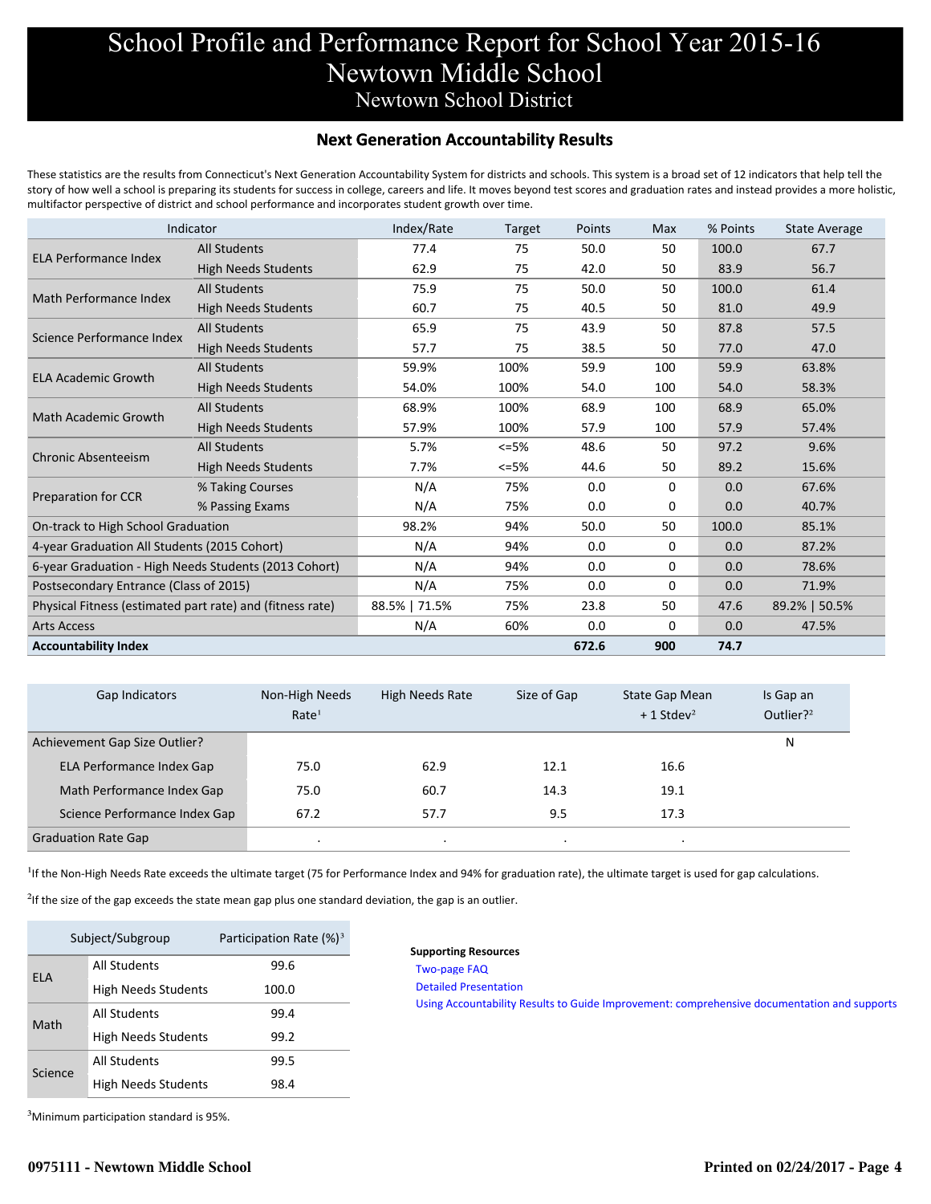# School Profile and Performance Report for School Year 2015-16
# Newtown Middle School
## Newtown School District

### Next Generation Accountability Results

These statistics are the results from Connecticut's Next Generation Accountability System for districts and schools. This system is a broad set of 12 indicators that help tell the story of how well a school is preparing its students for success in college, careers and life. It moves beyond test scores and graduation rates and instead provides a more holistic, multifactor perspective of district and school performance and incorporates student growth over time.

| Indicator | | Index/Rate | Target | Points | Max | % Points | State Average |
|---|---|---|---|---|---|---|---|
| ELA Performance Index | All Students | 77.4 | 75 | 50.0 | 50 | 100.0 | 67.7 |
| | High Needs Students | 62.9 | 75 | 42.0 | 50 | 83.9 | 56.7 |
| Math Performance Index | All Students | 75.9 | 75 | 50.0 | 50 | 100.0 | 61.4 |
| | High Needs Students | 60.7 | 75 | 40.5 | 50 | 81.0 | 49.9 |
| Science Performance Index | All Students | 65.9 | 75 | 43.9 | 50 | 87.8 | 57.5 |
| | High Needs Students | 57.7 | 75 | 38.5 | 50 | 77.0 | 47.0 |
| ELA Academic Growth | All Students | 59.9% | 100% | 59.9 | 100 | 59.9 | 63.8% |
| | High Needs Students | 54.0% | 100% | 54.0 | 100 | 54.0 | 58.3% |
| Math Academic Growth | All Students | 68.9% | 100% | 68.9 | 100 | 68.9 | 65.0% |
| | High Needs Students | 57.9% | 100% | 57.9 | 100 | 57.9 | 57.4% |
| Chronic Absenteeism | All Students | 5.7% | <=5% | 48.6 | 50 | 97.2 | 9.6% |
| | High Needs Students | 7.7% | <=5% | 44.6 | 50 | 89.2 | 15.6% |
| Preparation for CCR | % Taking Courses | N/A | 75% | 0.0 | 0 | 0.0 | 67.6% |
| | % Passing Exams | N/A | 75% | 0.0 | 0 | 0.0 | 40.7% |
| On-track to High School Graduation | | 98.2% | 94% | 50.0 | 50 | 100.0 | 85.1% |
| 4-year Graduation All Students (2015 Cohort) | | N/A | 94% | 0.0 | 0 | 0.0 | 87.2% |
| 6-year Graduation - High Needs Students (2013 Cohort) | | N/A | 94% | 0.0 | 0 | 0.0 | 78.6% |
| Postsecondary Entrance (Class of 2015) | | N/A | 75% | 0.0 | 0 | 0.0 | 71.9% |
| Physical Fitness (estimated part rate) and (fitness rate) | | 88.5% \| 71.5% | 75% | 23.8 | 50 | 47.6 | 89.2% \| 50.5% |
| Arts Access | | N/A | 60% | 0.0 | 0 | 0.0 | 47.5% |
| **Accountability Index** | | | | **672.6** | **900** | **74.7** | |

| Gap Indicators | Non-High Needs Rate[1] | High Needs Rate | Size of Gap | State Gap Mean + 1 Stdev[2] | Is Gap an Outlier?[2] |
|---|---|---|---|---|---|
| Achievement Gap Size Outlier? | | | | | N |
| ELA Performance Index Gap | 75.0 | 62.9 | 12.1 | 16.6 | |
| Math Performance Index Gap | 75.0 | 60.7 | 14.3 | 19.1 | |
| Science Performance Index Gap | 67.2 | 57.7 | 9.5 | 17.3 | |
| Graduation Rate Gap | . | . | . | . | |

[1]If the Non-High Needs Rate exceeds the ultimate target (75 for Performance Index and 94% for graduation rate), the ultimate target is used for gap calculations.

[2]If the size of the gap exceeds the state mean gap plus one standard deviation, the gap is an outlier.

| Subject/Subgroup | | Participation Rate (%)[3] |
|---|---|---|
| ELA | All Students | 99.6 |
| | High Needs Students | 100.0 |
| Math | All Students | 99.4 |
| | High Needs Students | 99.2 |
| Science | All Students | 99.5 |
| | High Needs Students | 98.4 |

[3]Minimum participation standard is 95%.

**Supporting Resources**

- Two-page FAQ
- Detailed Presentation
- Using Accountability Results to Guide Improvement: comprehensive documentation and supports